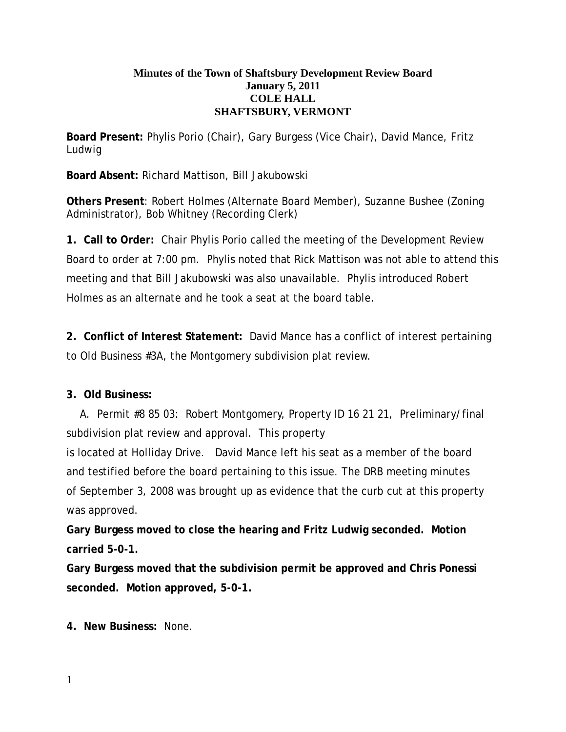**Minutes of the Town of Shaftsbury Development Review Board**
**January 5, 2011**
**COLE HALL**
**SHAFTSBURY, VERMONT**

**Board Present:** Phylis Porio (Chair), Gary Burgess (Vice Chair), David Mance, Fritz Ludwig

**Board Absent:** Richard Mattison, Bill Jakubowski

**Others Present**: Robert Holmes (Alternate Board Member), Suzanne Bushee (Zoning Administrator), Bob Whitney (Recording Clerk)

**1. Call to Order:** Chair Phylis Porio called the meeting of the Development Review Board to order at 7:00 pm. Phylis noted that Rick Mattison was not able to attend this meeting and that Bill Jakubowski was also unavailable. Phylis introduced Robert Holmes as an alternate and he took a seat at the board table.

**2. Conflict of Interest Statement:** David Mance has a conflict of interest pertaining to Old Business #3A, the Montgomery subdivision plat review.

**3. Old Business:**

A. Permit #8 85 03: Robert Montgomery, Property ID 16 21 21, Preliminary/final subdivision plat review and approval. This property is located at Holliday Drive. David Mance left his seat as a member of the board and testified before the board pertaining to this issue. The DRB meeting minutes of September 3, 2008 was brought up as evidence that the curb cut at this property was approved.

**Gary Burgess moved to close the hearing and Fritz Ludwig seconded. Motion carried 5-0-1.**

**Gary Burgess moved that the subdivision permit be approved and Chris Ponessi seconded. Motion approved, 5-0-1.**

**4. New Business:** None.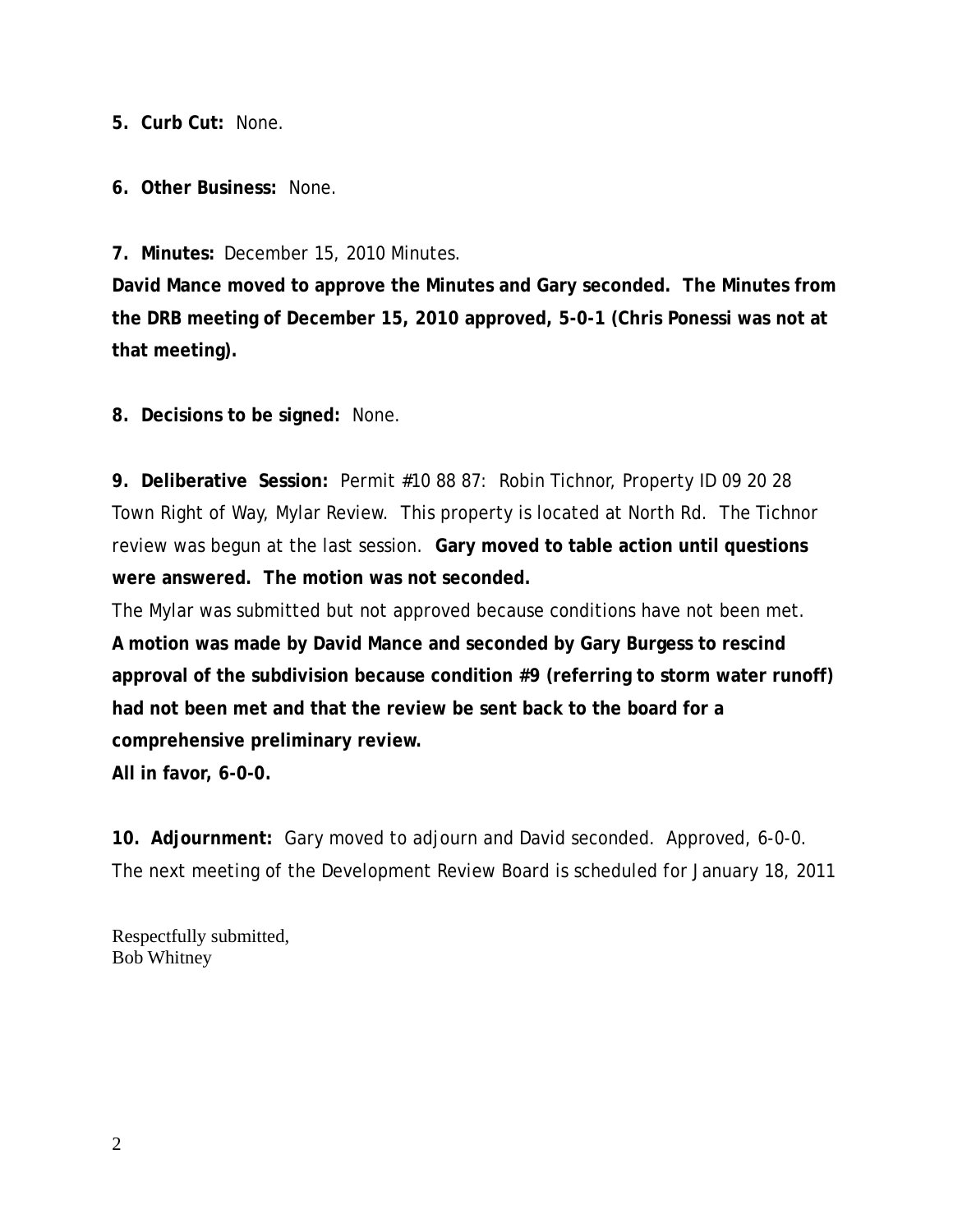**5. Curb Cut:** None.

**6. Other Business:** None.

**7. Minutes:** December 15, 2010 Minutes.

**David Mance moved to approve the Minutes and Gary seconded. The Minutes from the DRB meeting of December 15, 2010 approved, 5-0-1 (Chris Ponessi was not at that meeting).**

**8. Decisions to be signed:** None.

**9. Deliberative Session:** Permit #10 88 87: Robin Tichnor, Property ID 09 20 28 Town Right of Way, Mylar Review. This property is located at North Rd. The Tichnor review was begun at the last session. **Gary moved to table action until questions were answered. The motion was not seconded.**

The Mylar was submitted but not approved because conditions have not been met.

**A motion was made by David Mance and seconded by Gary Burgess to rescind approval of the subdivision because condition #9 (referring to storm water runoff) had not been met and that the review be sent back to the board for a comprehensive preliminary review.**

**All in favor, 6-0-0.**

**10. Adjournment:** Gary moved to adjourn and David seconded. Approved, 6-0-0.
The next meeting of the Development Review Board is scheduled for January 18, 2011

Respectfully submitted,
Bob Whitney